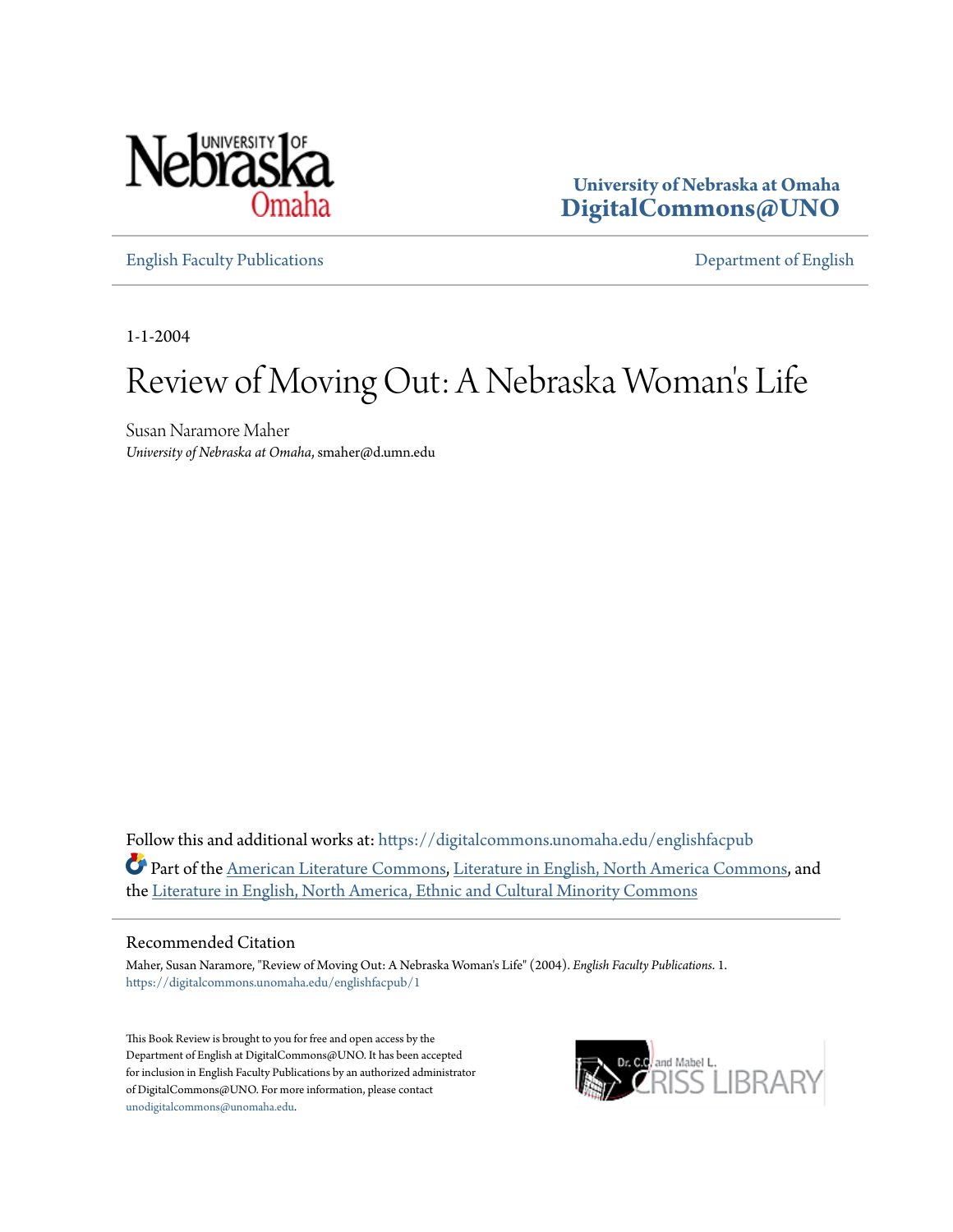University of Nebraska at Omaha
**DigitalCommons@UNO**

English Faculty Publications | Department of English

1-1-2004

# Review of Moving Out: A Nebraska Woman's Life

Susan Naramore Maher
*University of Nebraska at Omaha*, smaher@d.umn.edu

Follow this and additional works at: https://digitalcommons.unomaha.edu/englishfacpub

Part of the American Literature Commons, Literature in English, North America Commons, and the Literature in English, North America, Ethnic and Cultural Minority Commons

## Recommended Citation

Maher, Susan Naramore, "Review of Moving Out: A Nebraska Woman's Life" (2004). *English Faculty Publications*. 1.
https://digitalcommons.unomaha.edu/englishfacpub/1

This Book Review is brought to you for free and open access by the Department of English at DigitalCommons@UNO. It has been accepted for inclusion in English Faculty Publications by an authorized administrator of DigitalCommons@UNO. For more information, please contact unodigitalcommons@unomaha.edu.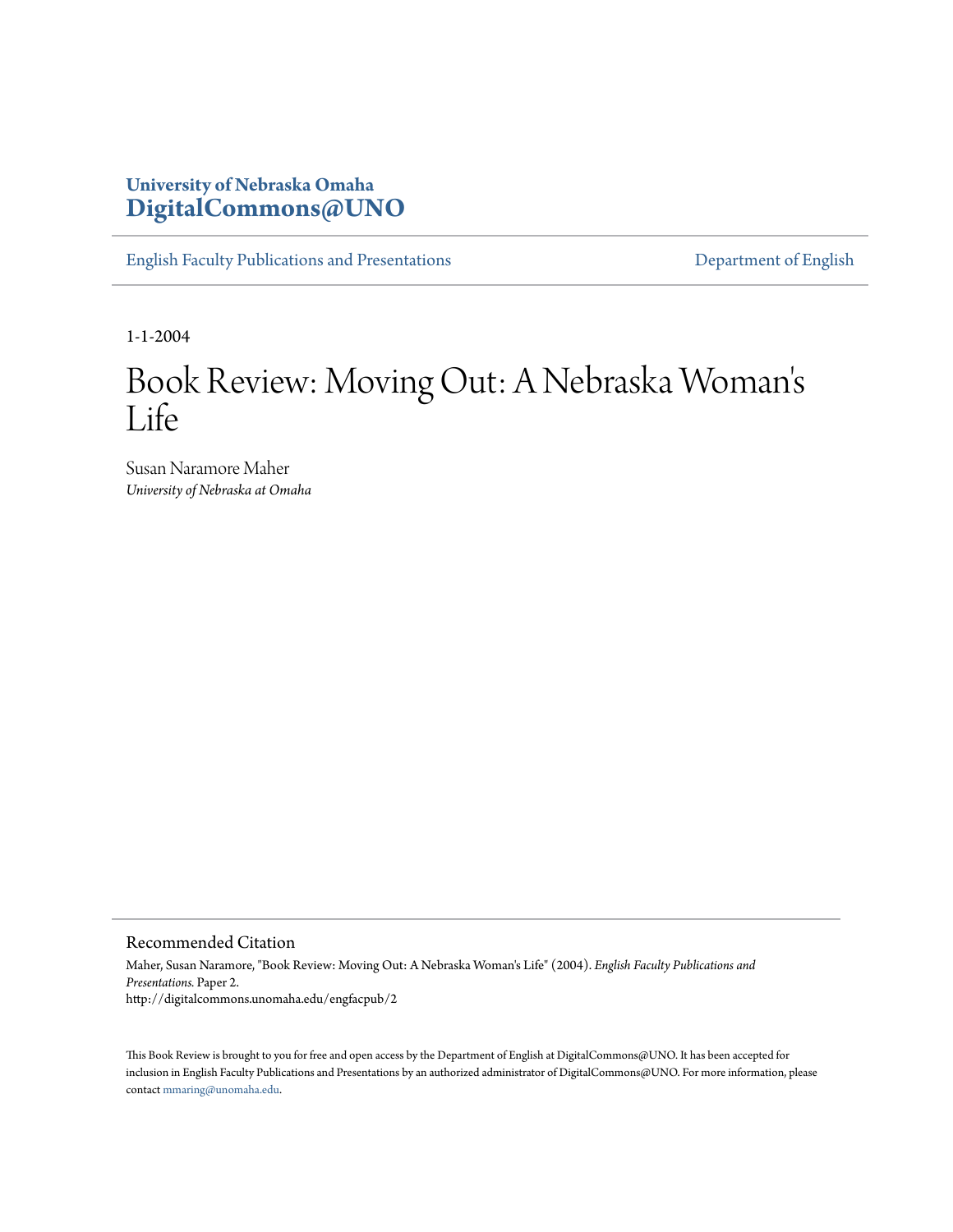University of Nebraska Omaha
**DigitalCommons@UNO**

English Faculty Publications and Presentations

Department of English

1-1-2004

# Book Review: Moving Out: A Nebraska Woman's Life

Susan Naramore Maher
*University of Nebraska at Omaha*

## Recommended Citation

Maher, Susan Naramore, "Book Review: Moving Out: A Nebraska Woman's Life" (2004). *English Faculty Publications and Presentations.* Paper 2.
http://digitalcommons.unomaha.edu/engfacpub/2

This Book Review is brought to you for free and open access by the Department of English at DigitalCommons@UNO. It has been accepted for inclusion in English Faculty Publications and Presentations by an authorized administrator of DigitalCommons@UNO. For more information, please contact mmaring@unomaha.edu.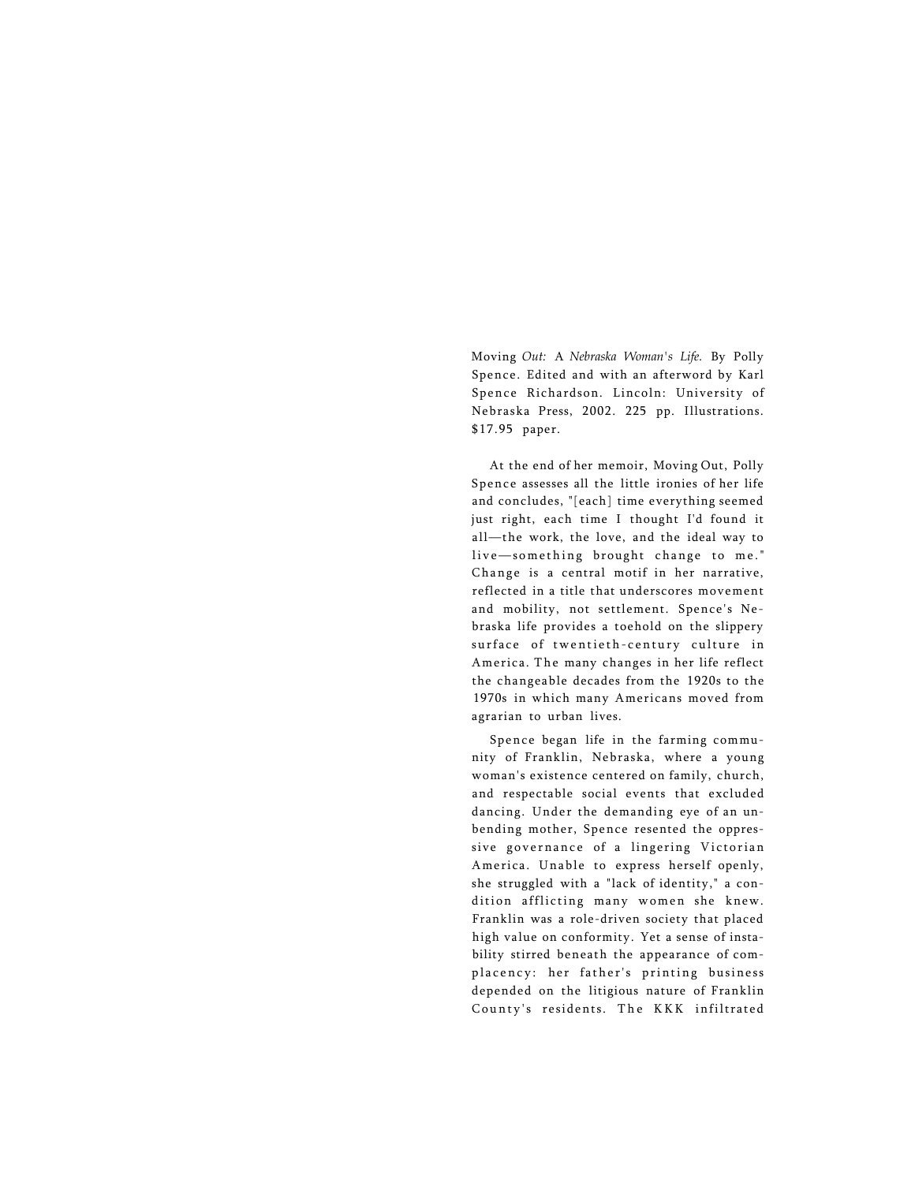Moving *Out:* A *Nebraska Woman's Life.* By Polly Spence. Edited and with an afterword by Karl Spence Richardson. Lincoln: University of Nebraska Press, 2002. 225 pp. Illustrations. $17.95 paper.

At the end of her memoir, Moving Out, Polly Spence assesses all the little ironies of her life and concludes, "[each] time everything seemed just right, each time I thought I'd found it all—the work, the love, and the ideal way to live—something brought change to me." Change is a central motif in her narrative, reflected in a title that underscores movement and mobility, not settlement. Spence's Nebraska life provides a toehold on the slippery surface of twentieth-century culture in America. The many changes in her life reflect the changeable decades from the 1920s to the 1970s in which many Americans moved from agrarian to urban lives.

Spence began life in the farming community of Franklin, Nebraska, where a young woman's existence centered on family, church, and respectable social events that excluded dancing. Under the demanding eye of an unbending mother, Spence resented the oppressive governance of a lingering Victorian America. Unable to express herself openly, she struggled with a "lack of identity," a condition afflicting many women she knew. Franklin was a role-driven society that placed high value on conformity. Yet a sense of instability stirred beneath the appearance of complacency: her father's printing business depended on the litigious nature of Franklin County's residents. The KKK infiltrated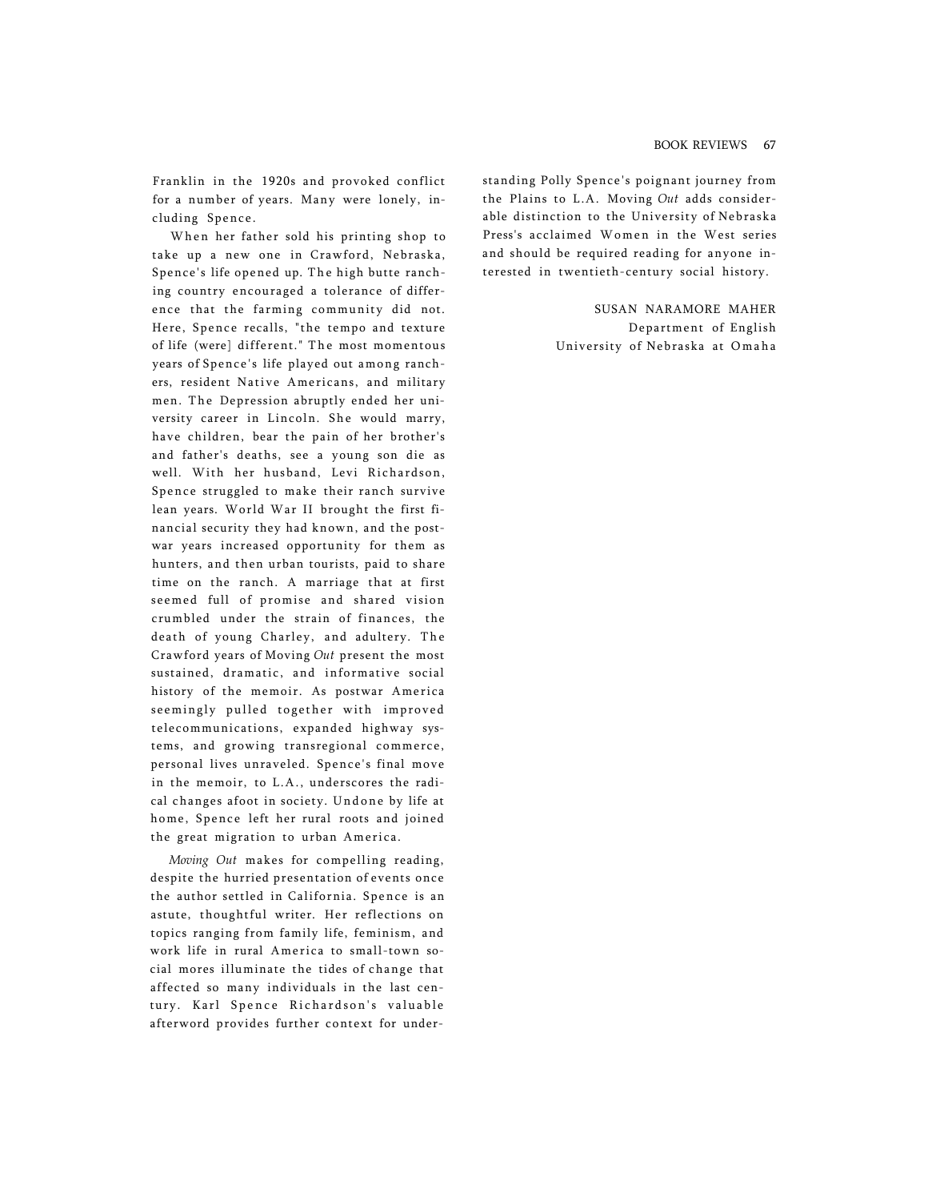Franklin in the 1920s and provoked conflict for a number of years. Many were lonely, including Spence.

When her father sold his printing shop to take up a new one in Crawford, Nebraska, Spence's life opened up. The high butte ranching country encouraged a tolerance of difference that the farming community did not. Here, Spence recalls, "the tempo and texture of life (were] different." The most momentous years of Spence's life played out among ranchers, resident Native Americans, and military men. The Depression abruptly ended her university career in Lincoln. She would marry, have children, bear the pain of her brother's and father's deaths, see a young son die as well. With her husband, Levi Richardson, Spence struggled to make their ranch survive lean years. World War II brought the first financial security they had known, and the postwar years increased opportunity for them as hunters, and then urban tourists, paid to share time on the ranch. A marriage that at first seemed full of promise and shared vision crumbled under the strain of finances, the death of young Charley, and adultery. The Crawford years of Moving *Out* present the most sustained, dramatic, and informative social history of the memoir. As postwar America seemingly pulled together with improved telecommunications, expanded highway systems, and growing transregional commerce, personal lives unraveled. Spence's final move in the memoir, to L.A., underscores the radical changes afoot in society. Undone by life at home, Spence left her rural roots and joined the great migration to urban America.

*Moving Out* makes for compelling reading, despite the hurried presentation of events once the author settled in California. Spence is an astute, thoughtful writer. Her reflections on topics ranging from family life, feminism, and work life in rural America to small-town social mores illuminate the tides of change that affected so many individuals in the last century. Karl Spence Richardson's valuable afterword provides further context for understanding Polly Spence's poignant journey from the Plains to L.A. Moving *Out* adds considerable distinction to the University of Nebraska Press's acclaimed Women in the West series and should be required reading for anyone interested in twentieth-century social history.

SUSAN NARAMORE MAHER
Department of English
University of Nebraska at Omaha